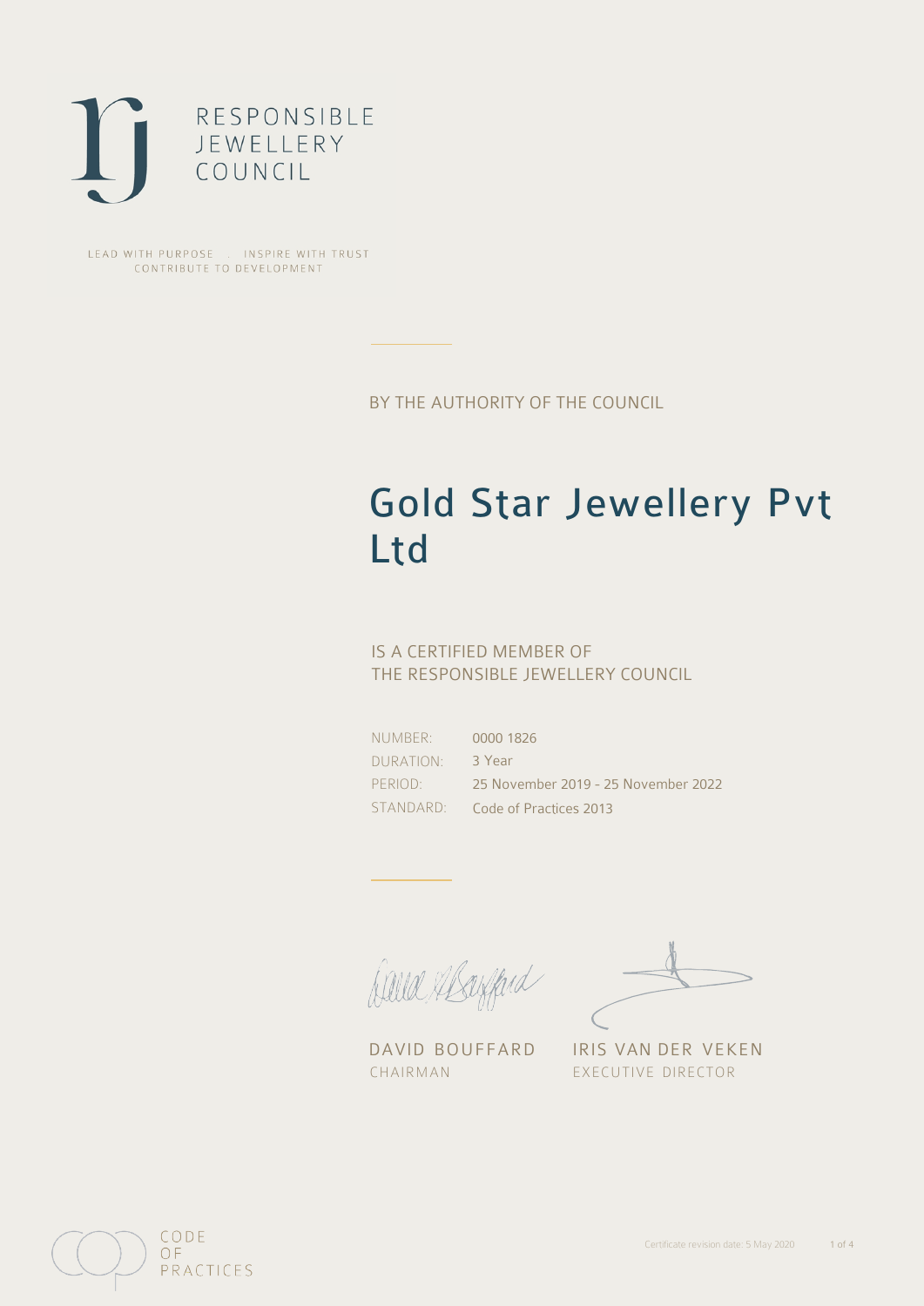RESPONSIBLE
JEWELLERY
COUNCIL

LEAD WITH PURPOSE . INSPIRE WITH TRUST
CONTRIBUTE TO DEVELOPMENT

BY THE AUTHORITY OF THE COUNCIL

# Gold Star Jewellery Pvt Ltd

IS A CERTIFIED MEMBER OF
THE RESPONSIBLE JEWELLERY COUNCIL

| | |
|---|---|
| NUMBER: | 0000 1826 |
| DURATION: | 3 Year |
| PERIOD: | 25 November 2019 - 25 November 2022 |
| STANDARD: | Code of Practices 2013 |

DAVID BOUFFARD
CHAIRMAN

IRIS VAN DER VEKEN
EXECUTIVE DIRECTOR

CODE
OF
PRACTICES

Certificate revision date: 5 May 2020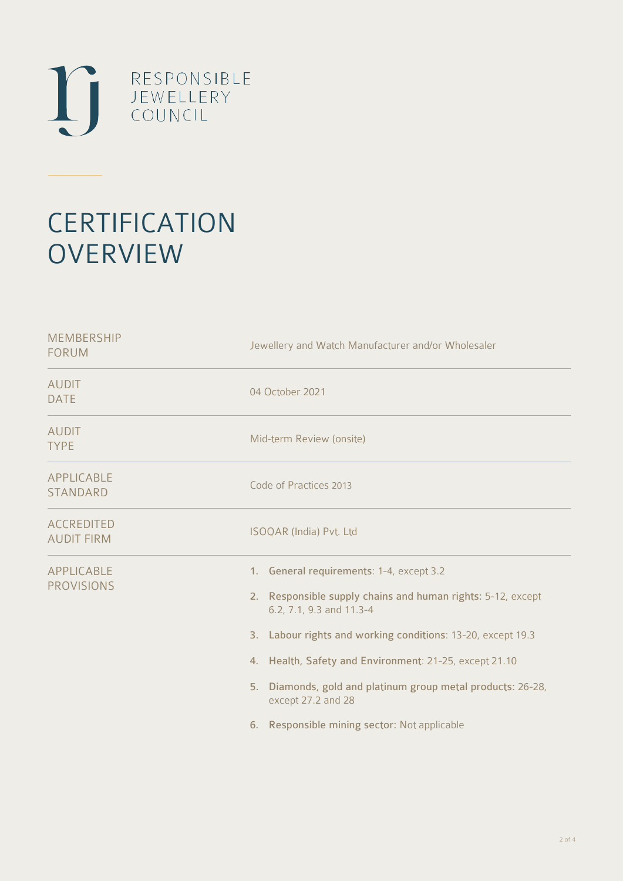RESPONSIBLE
JEWELLERY
COUNCIL

# CERTIFICATION OVERVIEW

| | |
|---|---|
| MEMBERSHIP FORUM | Jewellery and Watch Manufacturer and/or Wholesaler |
| AUDIT DATE | 04 October 2021 |
| AUDIT TYPE | Mid-term Review (onsite) |
| APPLICABLE STANDARD | Code of Practices 2013 |
| ACCREDITED AUDIT FIRM | ISOQAR (India) Pvt. Ltd |
| APPLICABLE PROVISIONS | 1. General requirements: 1-4, except 3.2<br>2. Responsible supply chains and human rights: 5-12, except 6.2, 7.1, 9.3 and 11.3-4<br>3. Labour rights and working conditions: 13-20, except 19.3<br>4. Health, Safety and Environment: 21-25, except 21.10<br>5. Diamonds, gold and platinum group metal products: 26-28, except 27.2 and 28<br>6. Responsible mining sector: Not applicable |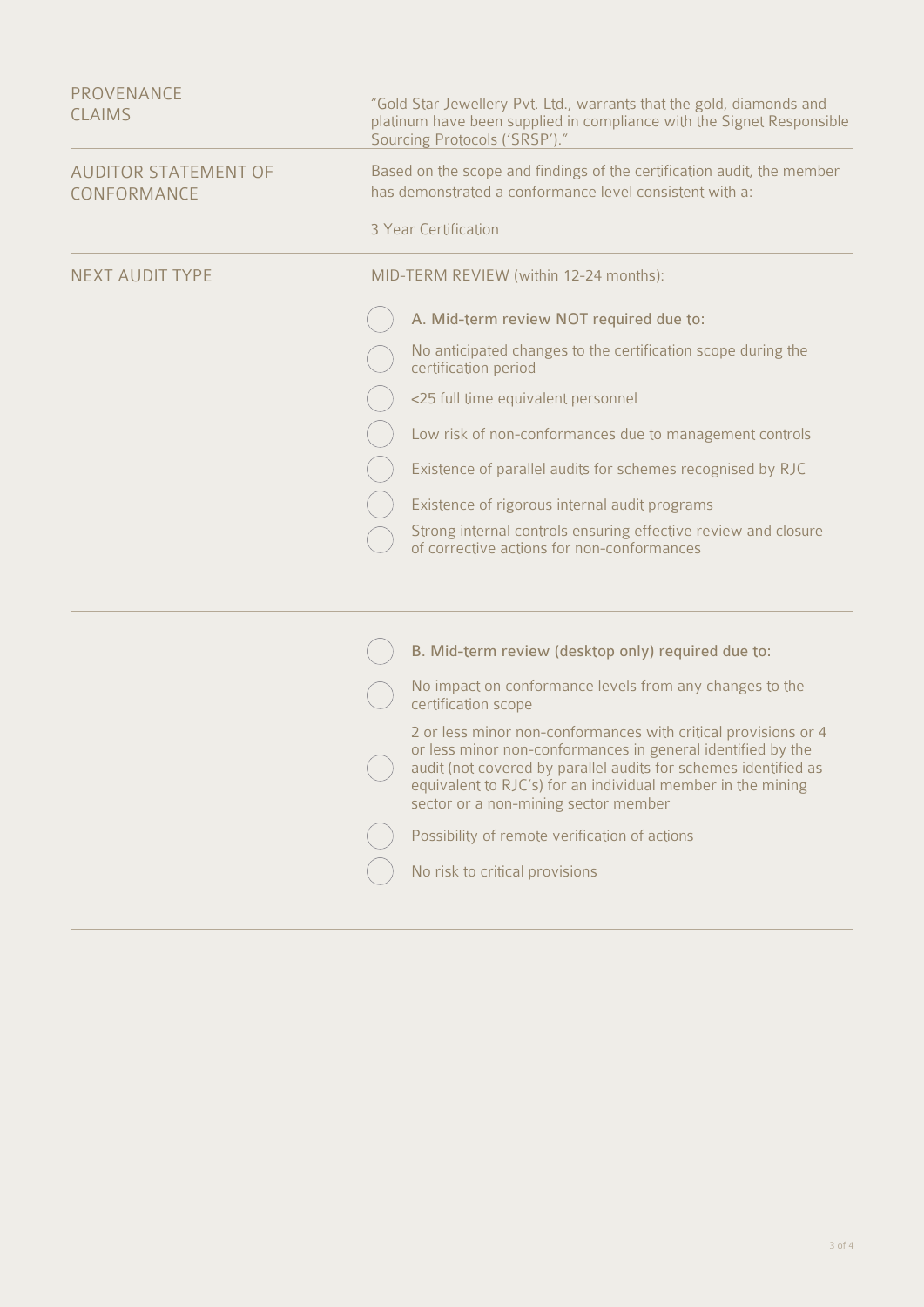| | |
|---|---|
| PROVENANCE CLAIMS | "Gold Star Jewellery Pvt. Ltd., warrants that the gold, diamonds and platinum have been supplied in compliance with the Signet Responsible Sourcing Protocols ('SRSP')." |
| AUDITOR STATEMENT OF CONFORMANCE | Based on the scope and findings of the certification audit, the member has demonstrated a conformance level consistent with a:<br><br>3 Year Certification |
| NEXT AUDIT TYPE | MID-TERM REVIEW (within 12-24 months): |

- ◯ A. Mid-term review NOT required due to:
- ◯ No anticipated changes to the certification scope during the certification period
- ◯ <25 full time equivalent personnel
- ◯ Low risk of non-conformances due to management controls
- ◯ Existence of parallel audits for schemes recognised by RJC
- ◯ Existence of rigorous internal audit programs
- ◯ Strong internal controls ensuring effective review and closure of corrective actions for non-conformances

---

- ◯ B. Mid-term review (desktop only) required due to:
- ◯ No impact on conformance levels from any changes to the certification scope
- ◯ 2 or less minor non-conformances with critical provisions or 4 or less minor non-conformances in general identified by the audit (not covered by parallel audits for schemes identified as equivalent to RJC's) for an individual member in the mining sector or a non-mining sector member
- ◯ Possibility of remote verification of actions
- ◯ No risk to critical provisions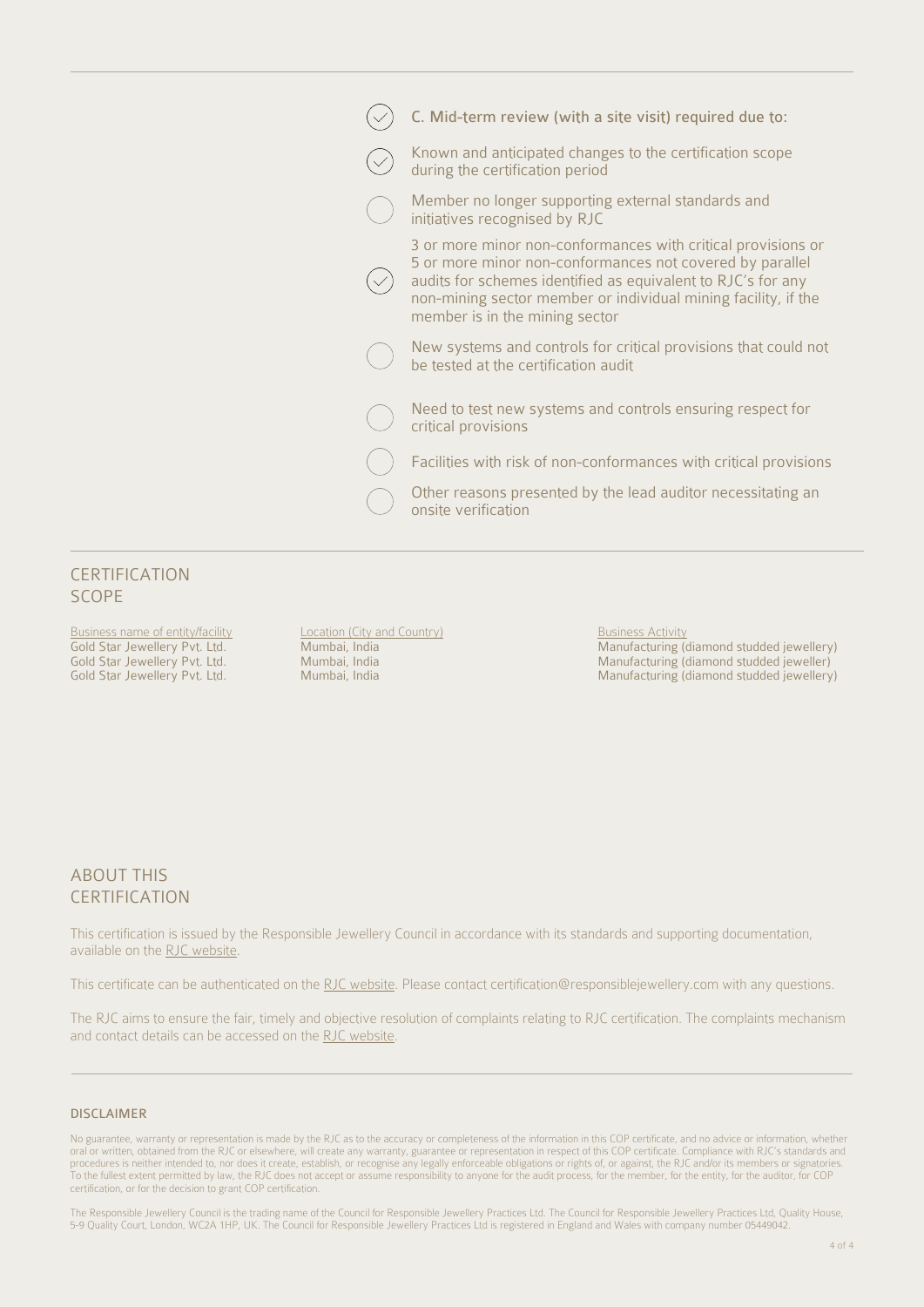- [x] **C. Mid-term review (with a site visit) required due to:**
- [x] Known and anticipated changes to the certification scope during the certification period
- [ ] Member no longer supporting external standards and initiatives recognised by RJC
- [x] 3 or more minor non-conformances with critical provisions or 5 or more minor non-conformances not covered by parallel audits for schemes identified as equivalent to RJC's for any non-mining sector member or individual mining facility, if the member is in the mining sector
- [ ] New systems and controls for critical provisions that could not be tested at the certification audit
- [ ] Need to test new systems and controls ensuring respect for critical provisions
- [ ] Facilities with risk of non-conformances with critical provisions
- [ ] Other reasons presented by the lead auditor necessitating an onsite verification

## CERTIFICATION SCOPE

| Business name of entity/facility | Location (City and Country) | Business Activity |
|---|---|---|
| Gold Star Jewellery Pvt. Ltd. | Mumbai, India | Manufacturing (diamond studded jewellery) |
| Gold Star Jewellery Pvt. Ltd. | Mumbai, India | Manufacturing (diamond studded jeweller) |
| Gold Star Jewellery Pvt. Ltd. | Mumbai, India | Manufacturing (diamond studded jewellery) |

## ABOUT THIS CERTIFICATION

This certification is issued by the Responsible Jewellery Council in accordance with its standards and supporting documentation, available on the RJC website.

This certificate can be authenticated on the RJC website. Please contact certification@responsiblejewellery.com with any questions.

The RJC aims to ensure the fair, timely and objective resolution of complaints relating to RJC certification. The complaints mechanism and contact details can be accessed on the RJC website.

### DISCLAIMER

No guarantee, warranty or representation is made by the RJC as to the accuracy or completeness of the information in this COP certificate, and no advice or information, whether oral or written, obtained from the RJC or elsewhere, will create any warranty, guarantee or representation in respect of this COP certificate. Compliance with RJC's standards and procedures is neither intended to, nor does it create, establish, or recognise any legally enforceable obligations or rights of, or against, the RJC and/or its members or signatories. To the fullest extent permitted by law, the RJC does not accept or assume responsibility to anyone for the audit process, for the member, for the entity, for the auditor, for COP certification, or for the decision to grant COP certification.

The Responsible Jewellery Council is the trading name of the Council for Responsible Jewellery Practices Ltd. The Council for Responsible Jewellery Practices Ltd, Quality House, 5-9 Quality Court, London, WC2A 1HP, UK. The Council for Responsible Jewellery Practices Ltd is registered in England and Wales with company number 05449042.